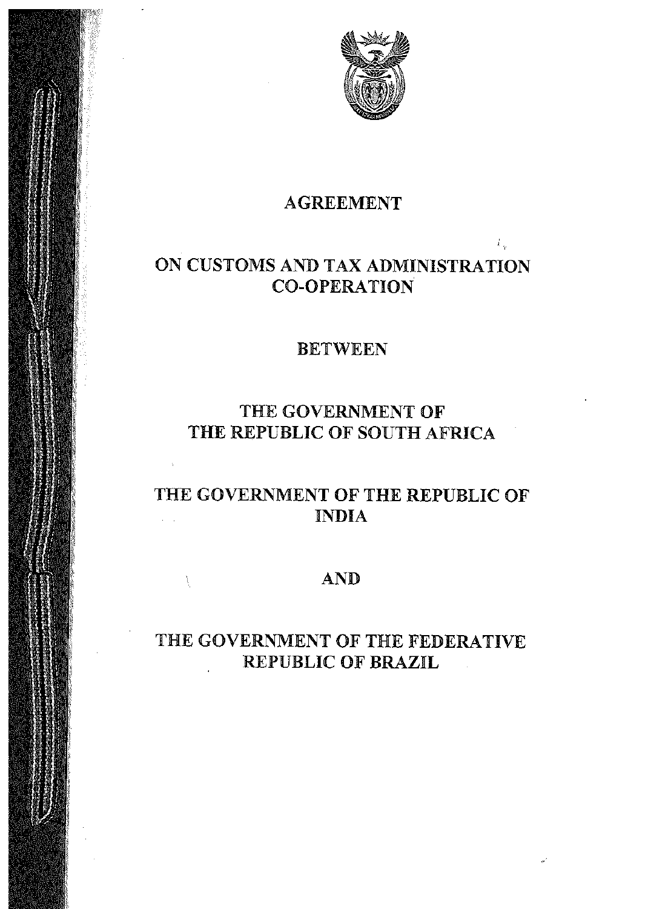# AGREEMENT

# ON CUSTOMS AND TAX ADMINISTRATION CO-OPERATION

## BETWEEN

## THE GOVERNMENT OF THE REPUBLIC OF SOUTH AFRICA

## THE GOVERNMENT OF THE REPUBLIC OF INDIA

## AND

## THE GOVERNMENT OF THE FEDERATIVE REPUBLIC OF BRAZIL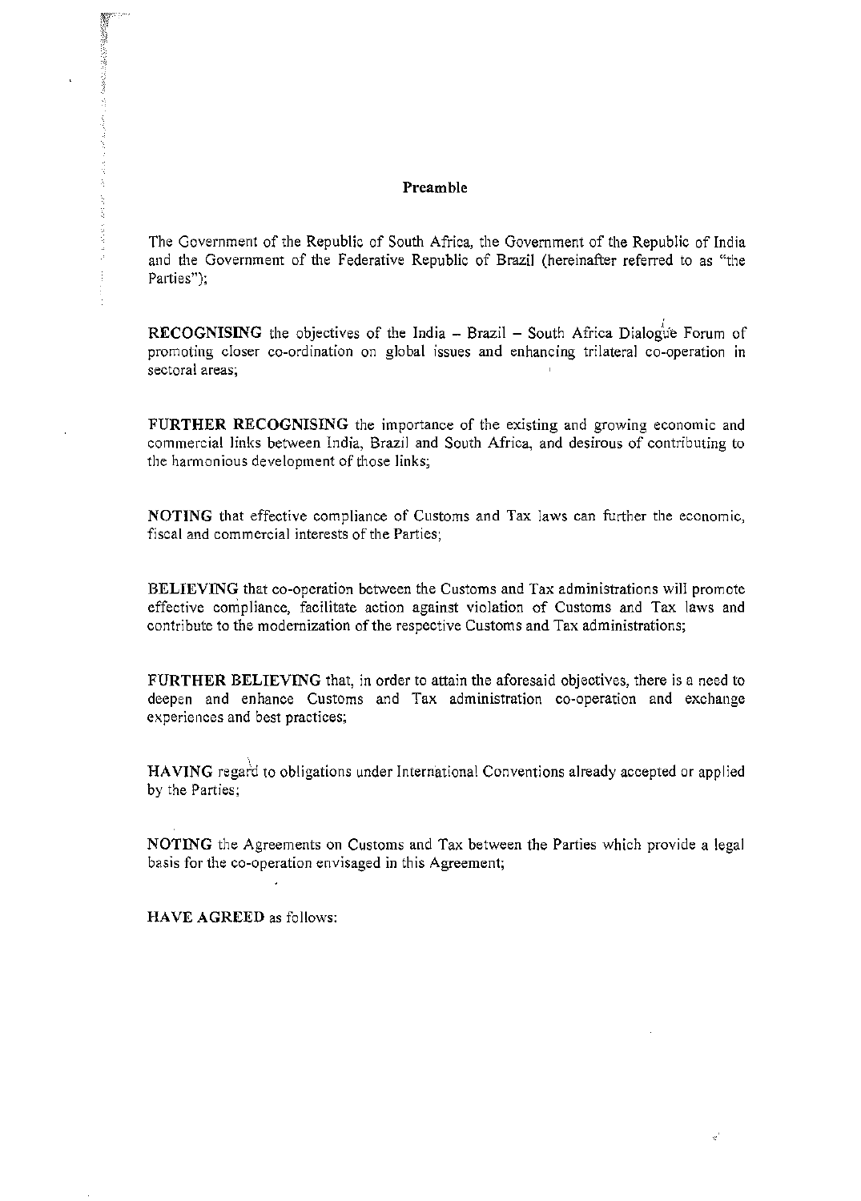## Preamble

The Government of the Republic of South Africa, the Government of the Republic of India and the Government of the Federative Republic of Brazil (hereinafter referred to as "the Parties");

**RECOGNISING** the objectives of the India – Brazil – South Africa Dialogue Forum of promoting closer co-ordination on global issues and enhancing trilateral co-operation in sectoral areas;

**FURTHER RECOGNISING** the importance of the existing and growing economic and commercial links between India, Brazil and South Africa, and desirous of contributing to the harmonious development of those links;

**NOTING** that effective compliance of Customs and Tax laws can further the economic, fiscal and commercial interests of the Parties;

**BELIEVING** that co-operation between the Customs and Tax administrations will promote effective compliance, facilitate action against violation of Customs and Tax laws and contribute to the modernization of the respective Customs and Tax administrations;

**FURTHER BELIEVING** that, in order to attain the aforesaid objectives, there is a need to deepen and enhance Customs and Tax administration co-operation and exchange experiences and best practices;

**HAVING** regard to obligations under International Conventions already accepted or applied by the Parties;

**NOTING** the Agreements on Customs and Tax between the Parties which provide a legal basis for the co-operation envisaged in this Agreement;

**HAVE AGREED** as follows: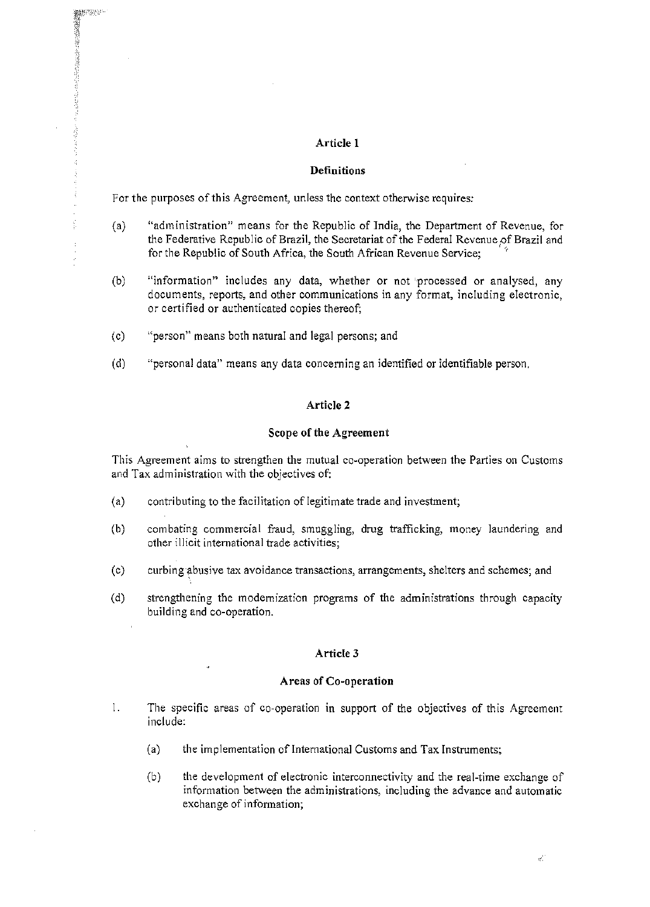## Article 1

### Definitions

For the purposes of this Agreement, unless the context otherwise requires:

(a) "administration" means for the Republic of India, the Department of Revenue, for the Federative Republic of Brazil, the Secretariat of the Federal Revenue of Brazil and for the Republic of South Africa, the South African Revenue Service;

(b) "information" includes any data, whether or not processed or analysed, any documents, reports, and other communications in any format, including electronic, or certified or authenticated copies thereof;

(c) "person" means both natural and legal persons; and

(d) "personal data" means any data concerning an identified or identifiable person.

## Article 2

### Scope of the Agreement

This Agreement aims to strengthen the mutual co-operation between the Parties on Customs and Tax administration with the objectives of:

(a) contributing to the facilitation of legitimate trade and investment;

(b) combating commercial fraud, smuggling, drug trafficking, money laundering and other illicit international trade activities;

(c) curbing abusive tax avoidance transactions, arrangements, shelters and schemes; and

(d) strengthening the modernization programs of the administrations through capacity building and co-operation.

## Article 3

### Areas of Co-operation

1. The specific areas of co-operation in support of the objectives of this Agreement include:

   (a) the implementation of International Customs and Tax Instruments;

   (b) the development of electronic interconnectivity and the real-time exchange of information between the administrations, including the advance and automatic exchange of information;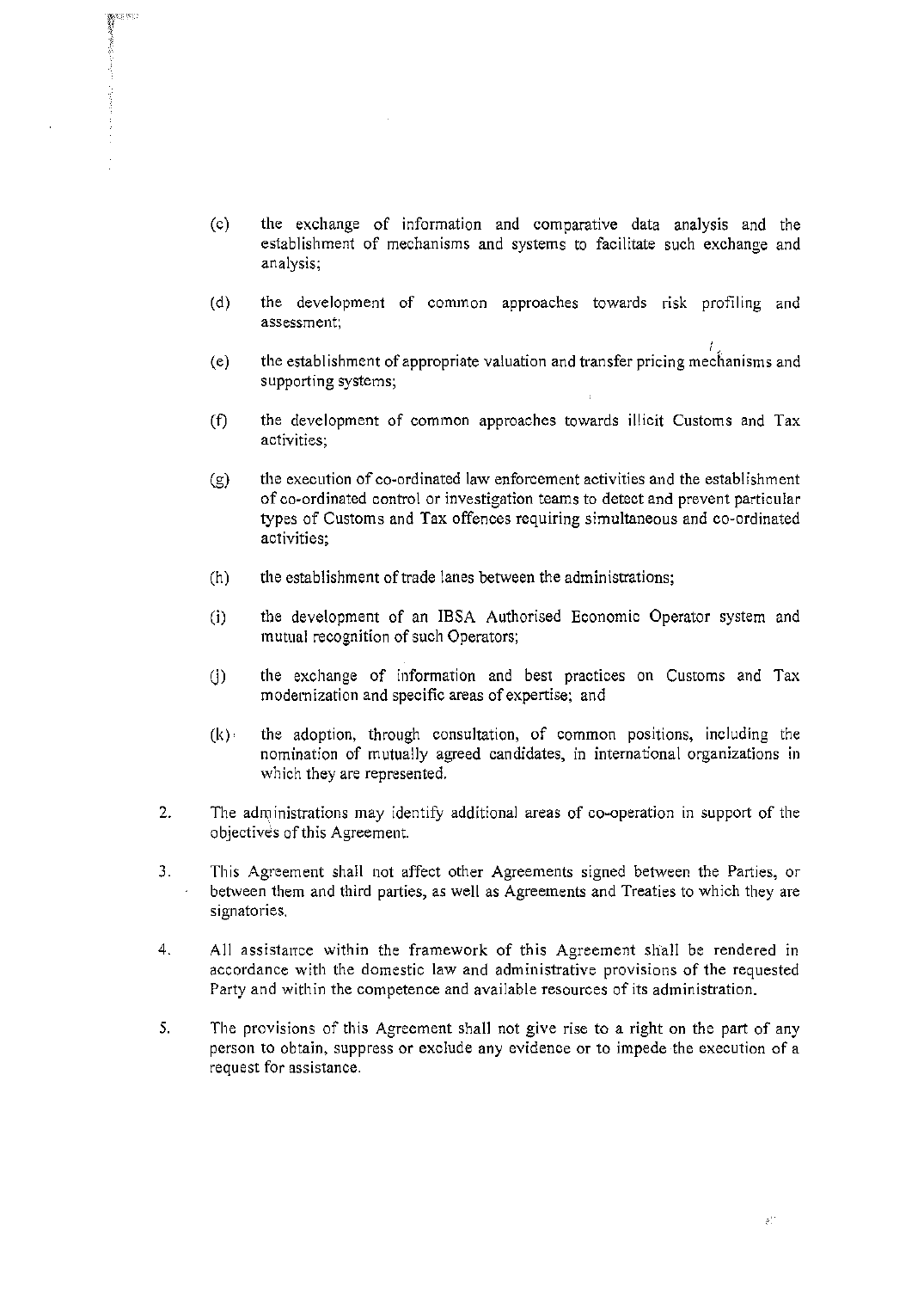(c) the exchange of information and comparative data analysis and the establishment of mechanisms and systems to facilitate such exchange and analysis;

(d) the development of common approaches towards risk profiling and assessment;

(e) the establishment of appropriate valuation and transfer pricing mechanisms and supporting systems;

(f) the development of common approaches towards illicit Customs and Tax activities;

(g) the execution of co-ordinated law enforcement activities and the establishment of co-ordinated control or investigation teams to detect and prevent particular types of Customs and Tax offences requiring simultaneous and co-ordinated activities;

(h) the establishment of trade lanes between the administrations;

(i) the development of an IBSA Authorised Economic Operator system and mutual recognition of such Operators;

(j) the exchange of information and best practices on Customs and Tax modernization and specific areas of expertise; and

(k) the adoption, through consultation, of common positions, including the nomination of mutually agreed candidates, in international organizations in which they are represented.

2. The administrations may identify additional areas of co-operation in support of the objectives of this Agreement.

3. This Agreement shall not affect other Agreements signed between the Parties, or between them and third parties, as well as Agreements and Treaties to which they are signatories.

4. All assistance within the framework of this Agreement shall be rendered in accordance with the domestic law and administrative provisions of the requested Party and within the competence and available resources of its administration.

5. The provisions of this Agreement shall not give rise to a right on the part of any person to obtain, suppress or exclude any evidence or to impede the execution of a request for assistance.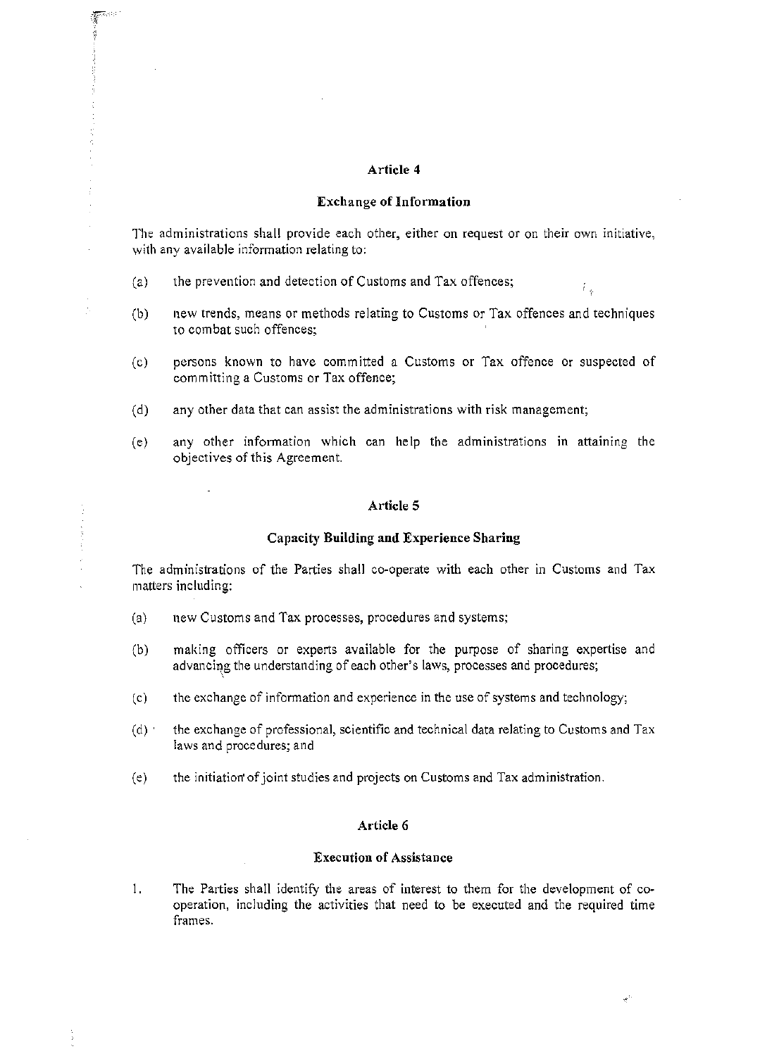## Article 4

### Exchange of Information

The administrations shall provide each other, either on request or on their own initiative, with any available information relating to:

(a) the prevention and detection of Customs and Tax offences;

(b) new trends, means or methods relating to Customs or Tax offences and techniques to combat such offences;

(c) persons known to have committed a Customs or Tax offence or suspected of committing a Customs or Tax offence;

(d) any other data that can assist the administrations with risk management;

(e) any other information which can help the administrations in attaining the objectives of this Agreement.

## Article 5

### Capacity Building and Experience Sharing

The administrations of the Parties shall co-operate with each other in Customs and Tax matters including:

(a) new Customs and Tax processes, procedures and systems;

(b) making officers or experts available for the purpose of sharing expertise and advancing the understanding of each other's laws, processes and procedures;

(c) the exchange of information and experience in the use of systems and technology;

(d) the exchange of professional, scientific and technical data relating to Customs and Tax laws and procedures; and

(e) the initiation of joint studies and projects on Customs and Tax administration.

## Article 6

### Execution of Assistance

1. The Parties shall identify the areas of interest to them for the development of co-operation, including the activities that need to be executed and the required time frames.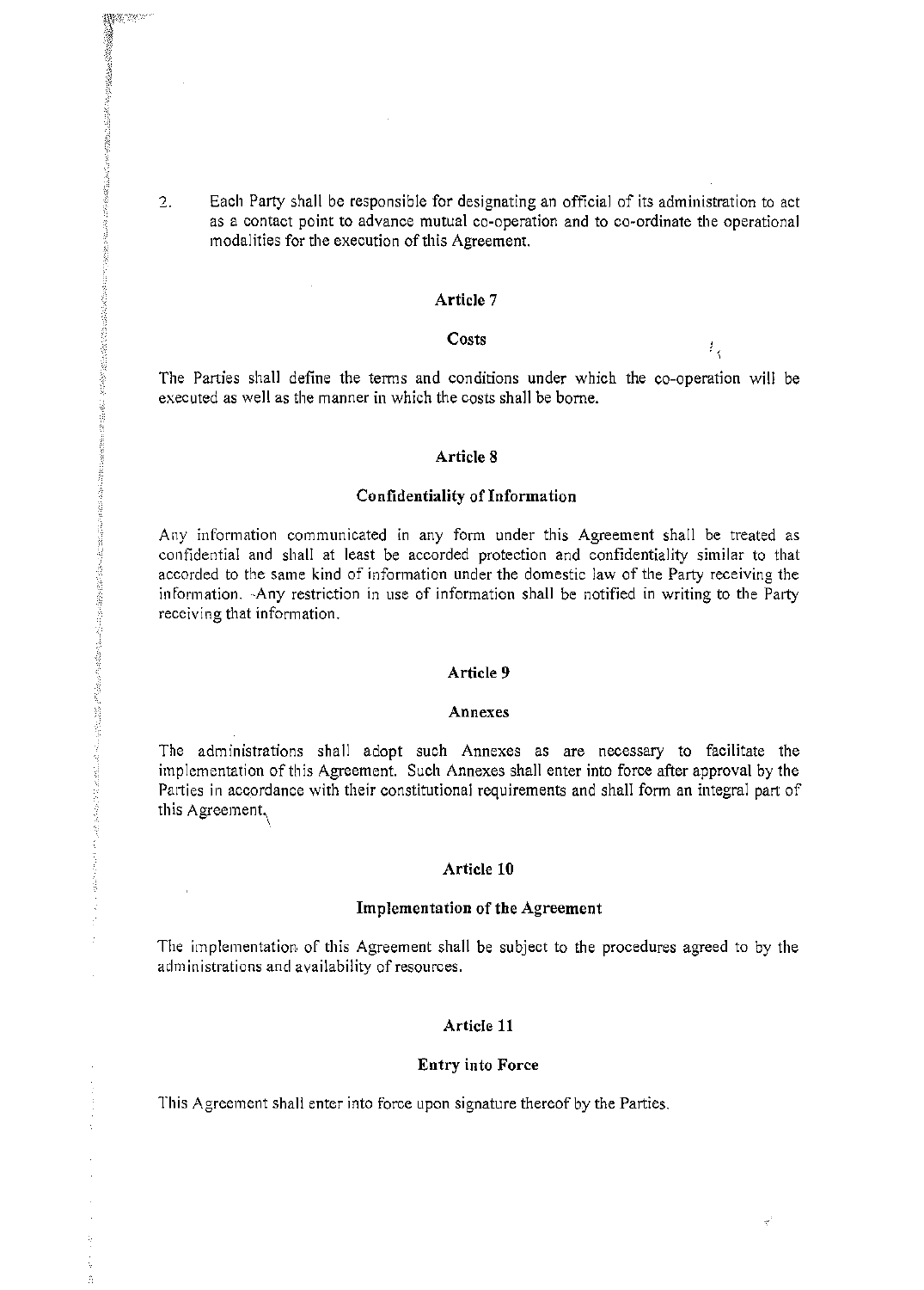2. Each Party shall be responsible for designating an official of its administration to act as a contact point to advance mutual co-operation and to co-ordinate the operational modalities for the execution of this Agreement.

### Article 7

### Costs

The Parties shall define the terms and conditions under which the co-operation will be executed as well as the manner in which the costs shall be borne.

### Article 8

### Confidentiality of Information

Any information communicated in any form under this Agreement shall be treated as confidential and shall at least be accorded protection and confidentiality similar to that accorded to the same kind of information under the domestic law of the Party receiving the information. Any restriction in use of information shall be notified in writing to the Party receiving that information.

### Article 9

### Annexes

The administrations shall adopt such Annexes as are necessary to facilitate the implementation of this Agreement. Such Annexes shall enter into force after approval by the Parties in accordance with their constitutional requirements and shall form an integral part of this Agreement.

### Article 10

### Implementation of the Agreement

The implementation of this Agreement shall be subject to the procedures agreed to by the administrations and availability of resources.

### Article 11

### Entry into Force

This Agreement shall enter into force upon signature thereof by the Parties.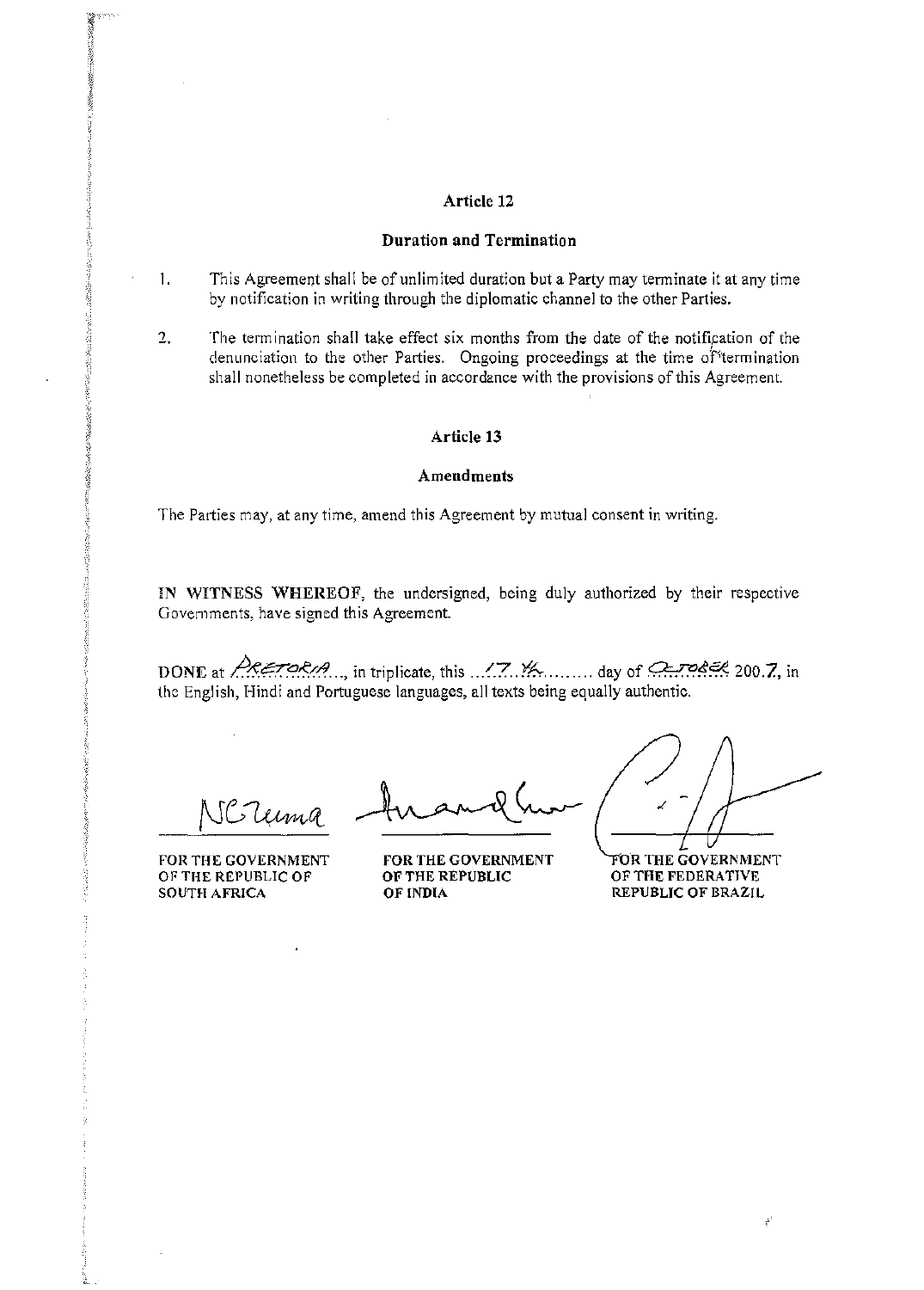### Article 12

### Duration and Termination

1. This Agreement shall be of unlimited duration but a Party may terminate it at any time by notification in writing through the diplomatic channel to the other Parties.

2. The termination shall take effect six months from the date of the notification of the denunciation to the other Parties. Ongoing proceedings at the time of termination shall nonetheless be completed in accordance with the provisions of this Agreement.

### Article 13

### Amendments

The Parties may, at any time, amend this Agreement by mutual consent in writing.

**IN WITNESS WHEREOF**, the undersigned, being duly authorized by their respective Governments, have signed this Agreement.

**DONE** at PRETORIA..., in triplicate, this ...17 th......... day of OCTOBER 200.7, in the English, Hindi and Portuguese languages, all texts being equally authentic.

| NCZuma | | |
|---|---|---|
| **FOR THE GOVERNMENT OF THE REPUBLIC OF SOUTH AFRICA** | **FOR THE GOVERNMENT OF THE REPUBLIC OF INDIA** | **FOR THE GOVERNMENT OF THE FEDERATIVE REPUBLIC OF BRAZIL** |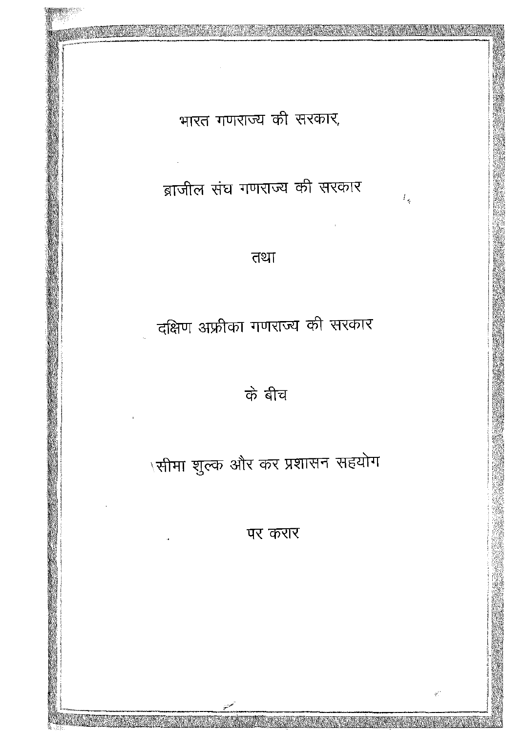भारत गणराज्य की सरकार,

ब्राजील संघ गणराज्य की सरकार

तथा

दक्षिण अफ्रीका गणराज्य की सरकार

के बीच

सीमा शुल्क और कर प्रशासन सहयोग

पर करार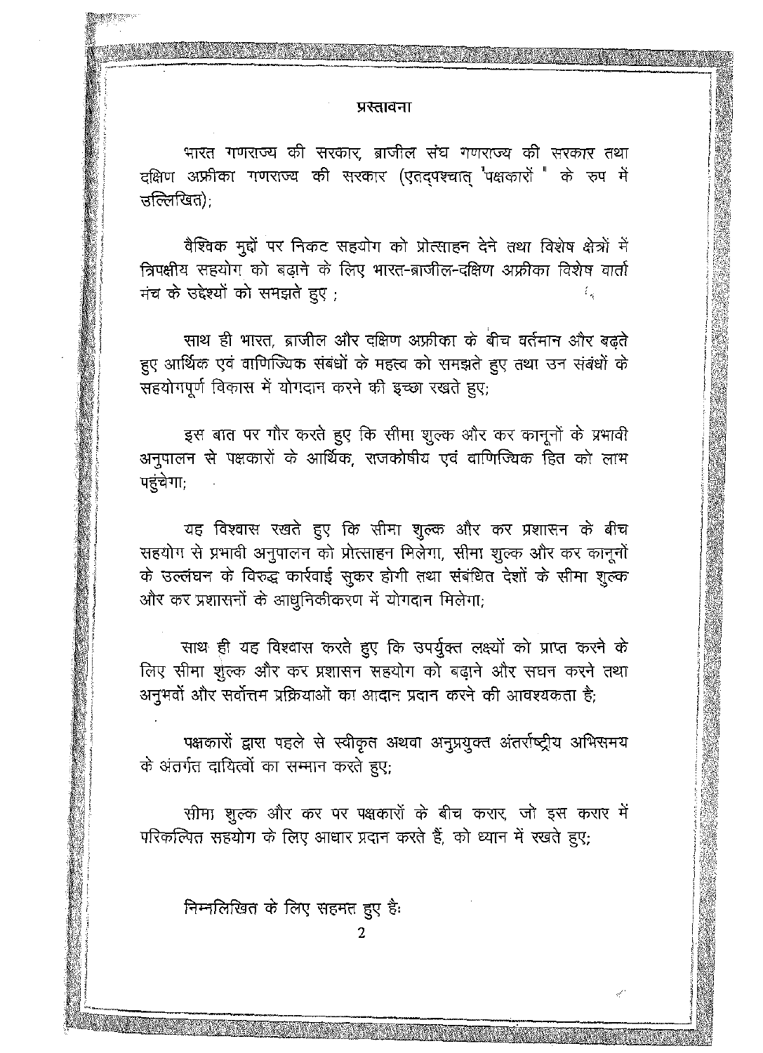## प्रस्तावना

भारत गणराज्य की सरकार, ब्राजील संघ गणराज्य की सरकार तथा दक्षिण अफ्रीका गणराज्य की सरकार (एतद्पश्चात् "पक्षकारों " के रुप में उल्लिखित);

वैश्विक मुद्दों पर निकट सहयोग को प्रोत्साहन देने तथा विशेष क्षेत्रों में त्रिपक्षीय सहयोग को बढ़ाने के लिए भारत-ब्राजील-दक्षिण अफ्रीका विशेष वार्ता मंच के उद्देश्यों को समझते हुए ;

साथ ही भारत, ब्राजील और दक्षिण अफ्रीका के बीच वर्तमान और बढ़ते हुए आर्थिक एवं वाणिज्यिक संबंधों के महत्व को समझते हुए तथा उन संबंधों के सहयोगपूर्ण विकास में योगदान करने की इच्छा रखते हुए;

इस बात पर गौर करते हुए कि सीमा शुल्क और कर कानूनों के प्रभावी अनुपालन से पक्षकारों के आर्थिक, राजकोषीय एवं वाणिज्यिक हित को लाभ पहुंचेगा;

यह विश्वास रखते हुए कि सीमा शुल्क और कर प्रशासन के बीच सहयोग से प्रभावी अनुपालन को प्रोत्साहन मिलेगा, सीमा शुल्क और कर कानूनों के उल्लंघन के विरुद्ध कार्रवाई सुकर होगी तथा संबंधित देशों के सीमा शुल्क और कर प्रशासनों के आधुनिकीकरण में योगदान मिलेगा;

साथ ही यह विश्वास करते हुए कि उपर्युक्त लक्ष्यों को प्राप्त करने के लिए सीमा शुल्क और कर प्रशासन सहयोग को बढ़ाने और सघन करने तथा अनुभवों और सर्वोत्तम प्रक्रियाओं का आदान प्रदान करने की आवश्यकता है;

पक्षकारों द्वारा पहले से स्वीकृत अथवा अनुप्रयुक्त अंतर्राष्ट्रीय अभिसमय के अंतर्गत दायित्वों का सम्मान करते हुए;

सीमा शुल्क और कर पर पक्षकारों के बीच करार, जो इस करार में परिकल्पित सहयोग के लिए आधार प्रदान करते हैं, को ध्यान में रखते हुए;

निम्नलिखित के लिए सहमत हुए हैः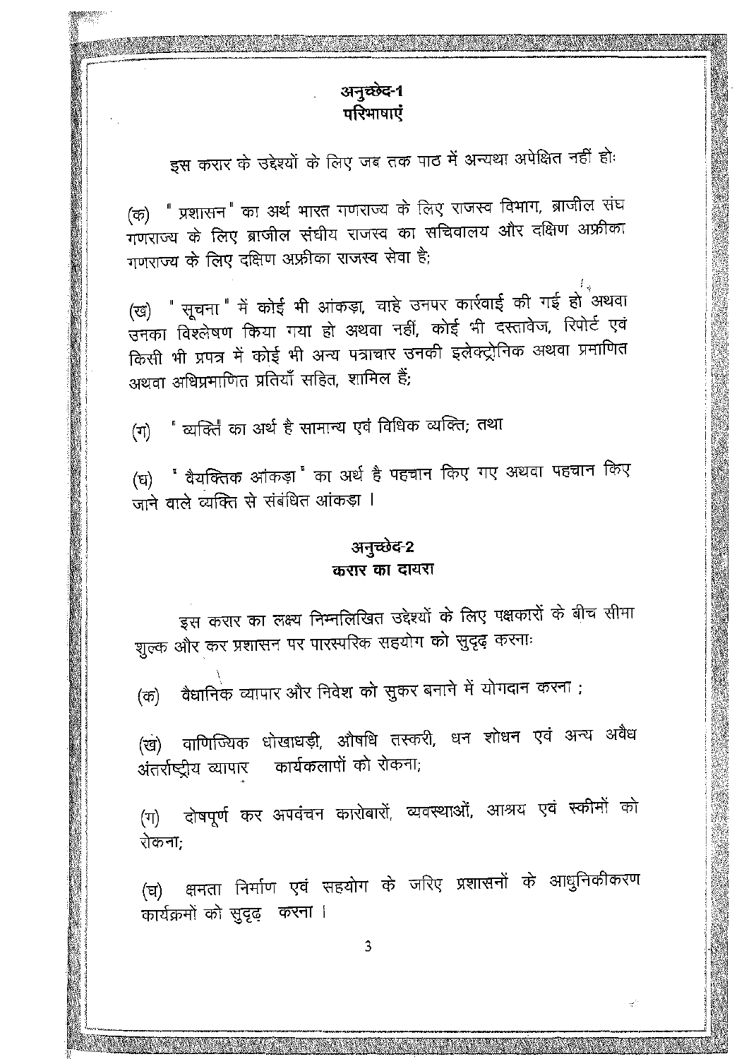## अनुच्छेद-1
## परिभाषाएं

इस करार के उद्देश्यों के लिए जब तक पाठ में अन्यथा अपेक्षित नहीं होः

(क) " प्रशासन " का अर्थ भारत गणराज्य के लिए राजस्व विभाग, ब्राजील संघ गणराज्य के लिए ब्राजील संघीय राजस्व का सचिवालय और दक्षिण अफ्रीका गणराज्य के लिए दक्षिण अफ्रीका राजस्व सेवा है;

(ख) " सूचना " में कोई भी आंकड़ा, चाहे उनपर कार्रवाई की गई हो अथवा उनका विश्लेषण किया गया हो अथवा नहीं, कोई भी दस्तावेज, रिपोर्ट एवं किसी भी प्रपत्र में कोई भी अन्य पत्राचार उनकी इलेक्ट्रोनिक अथवा प्रमाणित अथवा अधिप्रमाणित प्रतियाँ सहित, शामिल हैं;

(ग) " व्यक्ति " का अर्थ है सामान्य एवं विधिक व्यक्ति; तथा

(घ) " वैयक्तिक आंकड़ा " का अर्थ है पहचान किए गए अथवा पहचान किए जाने वाले व्यक्ति से संबंधित आंकड़ा ।

## अनुच्छेद-2
## करार का दायरा

इस करार का लक्ष्य निम्नलिखित उद्देश्यों के लिए पक्षकारों के बीच सीमा शुल्क और कर प्रशासन पर पारस्परिक सहयोग को सुदृढ़ करनाः

(क) वैधानिक व्यापार और निवेश को सुकर बनाने में योगदान करना ;

(ख) वाणिज्यिक धोखाधड़ी, औषधि तस्करी, धन शोधन एवं अन्य अवैध अंतर्राष्ट्रीय व्यापार कार्यकलापों को रोकना;

(ग) दोषपूर्ण कर अपवंचन कारोबारों, व्यवस्थाओं, आश्रय एवं स्कीमों को रोकना;

(घ) क्षमता निर्माण एवं सहयोग के जरिए प्रशासनों के आधुनिकीकरण कार्यक्रमों को सुदृढ़ करना ।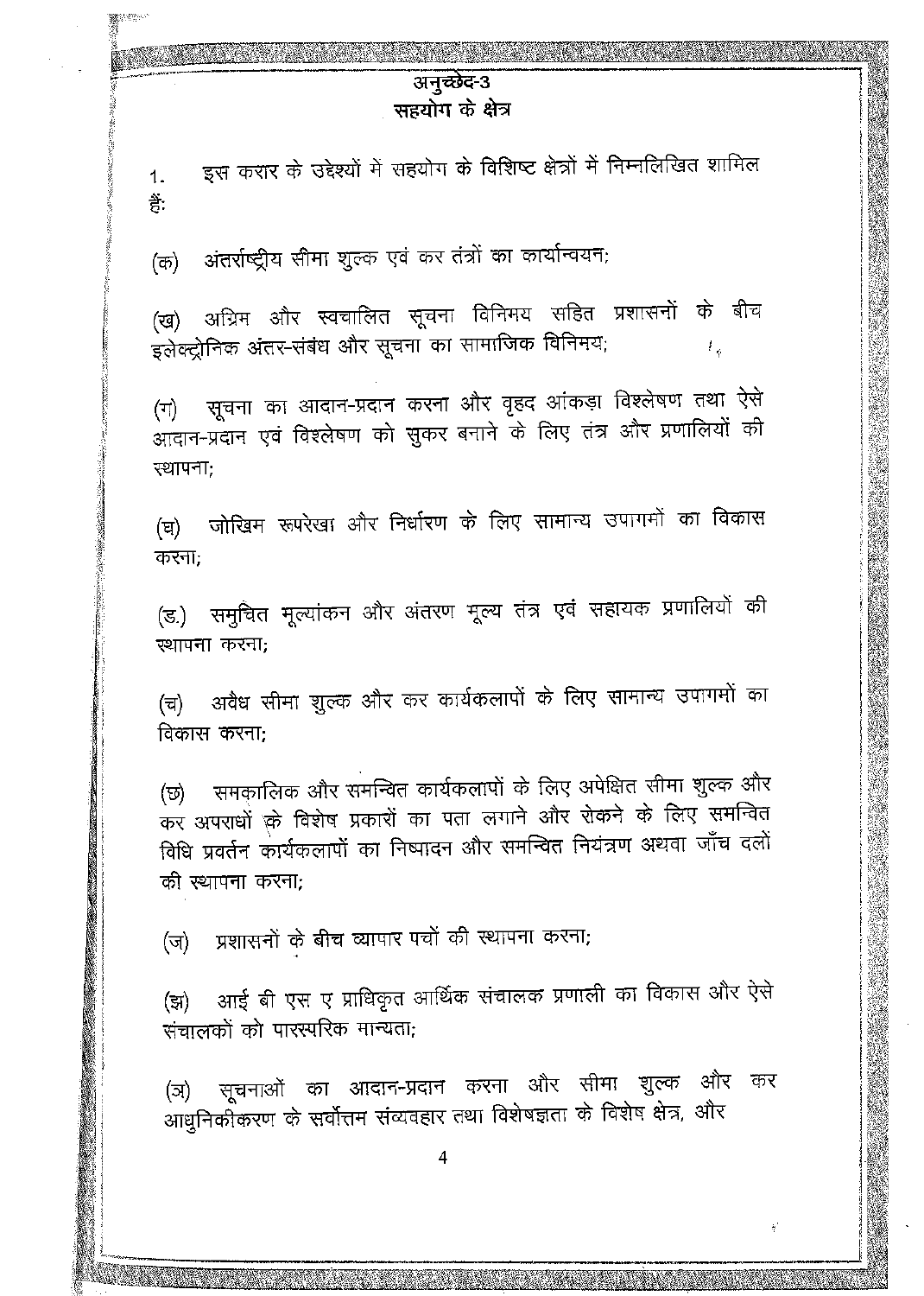## अनुच्छेद-3
## सहयोग के क्षेत्र

1. इस करार के उद्देश्यों में सहयोग के विशिष्ट क्षेत्रों में निम्नलिखित शामिल हैं:

(क) अंतर्राष्ट्रीय सीमा शुल्क एवं कर तंत्रों का कार्यान्वयन;

(ख) अग्रिम और स्वचालित सूचना विनिमय सहित प्रशासनों के बीच इलेक्ट्रोनिक अंतर-संबंध और सूचना का सामाजिक विनिमय;

(ग) सूचना का आदान-प्रदान करना और वृहद आंकड़ा विश्लेषण तथा ऐसे आदान-प्रदान एवं विश्लेषण को सुकर बनाने के लिए तंत्र और प्रणालियों की स्थापना;

(घ) जोखिम रूपरेखा और निर्धारण के लिए सामान्य उपागमों का विकास करना;

(ङ.) समुचित मूल्यांकन और अंतरण मूल्य तंत्र एवं सहायक प्रणालियों की स्थापना करना;

(च) अवैध सीमा शुल्क और कर कार्यकलापों के लिए सामान्य उपागमों का विकास करना;

(छ) समकालिक और समन्वित कार्यकलापों के लिए अपेक्षित सीमा शुल्क और कर अपराधों के विशेष प्रकारों का पता लगाने और रोकने के लिए समन्वित विधि प्रवर्तन कार्यकलापों का निष्पादन और समन्वित नियंत्रण अथवा जाँच दलों की स्थापना करना;

(ज) प्रशासनों के बीच व्यापार पचों की स्थापना करना;

(झ) आई बी एस ए प्राधिकृत आर्थिक संचालक प्रणाली का विकास और ऐसे संचालकों को पारस्परिक मान्यता;

(ञ) सूचनाओं का आदान-प्रदान करना और सीमा शुल्क और कर आधुनिकीकरण के सर्वोत्तम संव्यवहार तथा विशेषज्ञता के विशेष क्षेत्र, और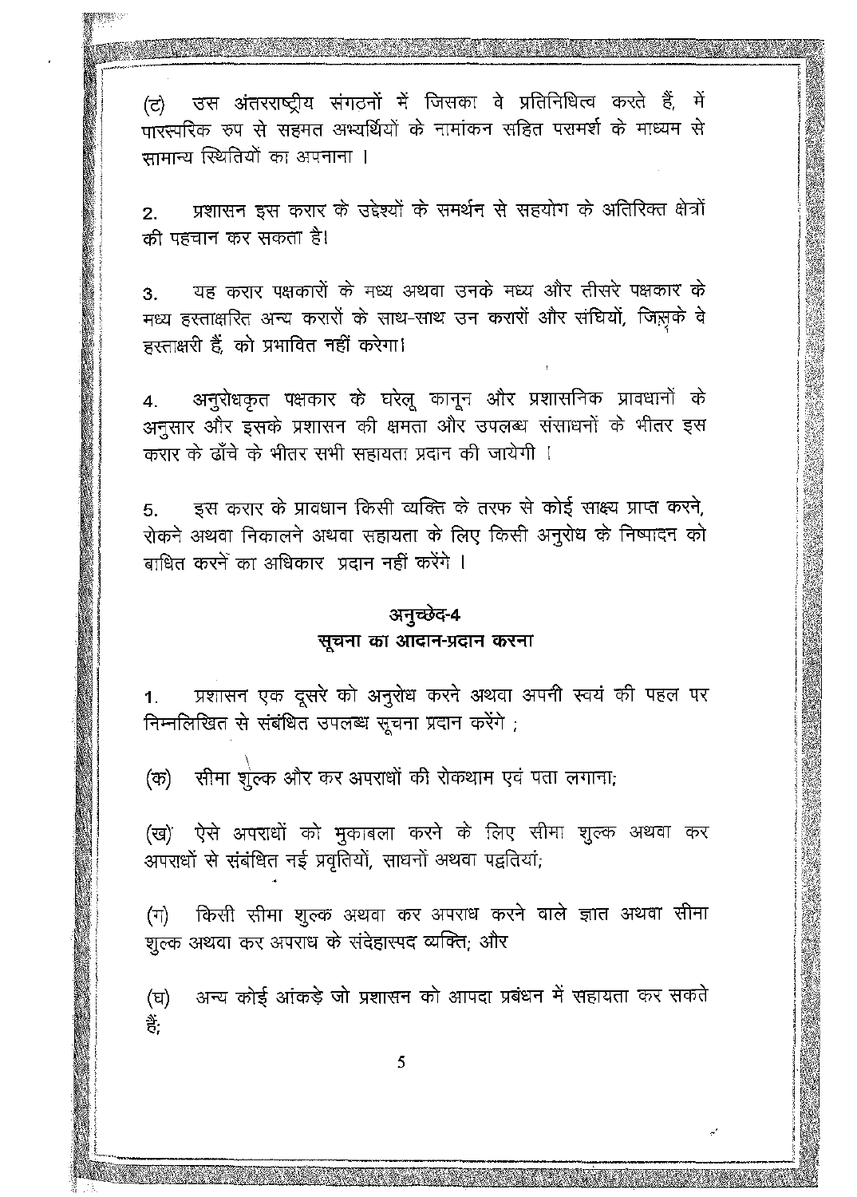(ट) उस अंतरराष्ट्रीय संगठनों में जिसका वे प्रतिनिधित्व करते हैं, में पारस्परिक रुप से सहमत अभ्यर्थियों के नामांकन सहित परामर्श के माध्यम से सामान्य स्थितियों का अपनाना ।

2. प्रशासन इस करार के उद्देश्यों के समर्थन से सहयोग के अतिरिक्त क्षेत्रों की पहचान कर सकता है।

3. यह करार पक्षकारों के मध्य अथवा उनके मध्य और तीसरे पक्षकार के मध्य हस्ताक्षरित अन्य करारों के साथ-साथ उन करारों और संधियों, जिसके वे हस्ताक्षरी हैं, को प्रभावित नहीं करेगा।

4. अनुरोधकृत पक्षकार के घरेलू कानून और प्रशासनिक प्रावधानों के अनुसार और इसके प्रशासन की क्षमता और उपलब्ध संसाधनों के भीतर इस करार के ढाँचे के भीतर सभी सहायता प्रदान की जायेगी ।

5. इस करार के प्रावधान किसी व्यक्ति के तरफ से कोई साक्ष्य प्राप्त करने, रोकने अथवा निकालने अथवा सहायता के लिए किसी अनुरोध के निष्पादन को बाधित करने का अधिकार प्रदान नहीं करेंगे ।

## अनुच्छेद-4
## सूचना का आदान-प्रदान करना

1. प्रशासन एक दूसरे को अनुरोध करने अथवा अपनी स्वयं की पहल पर निम्नलिखित से संबंधित उपलब्ध सूचना प्रदान करेंगे ;

(क) सीमा शुल्क और कर अपराधों की रोकथाम एवं पता लगाना;

(ख) ऐसे अपराधों को मुकाबला करने के लिए सीमा शुल्क अथवा कर अपराधों से संबंधित नई प्रवृत्तियों, साधनों अथवा पद्धतियां;

(ग) किसी सीमा शुल्क अथवा कर अपराध करने वाले ज्ञात अथवा सीमा शुल्क अथवा कर अपराध के संदेहास्पद व्यक्ति; और

(घ) अन्य कोई आंकड़े जो प्रशासन को आपदा प्रबंधन में सहायता कर सकते हैं;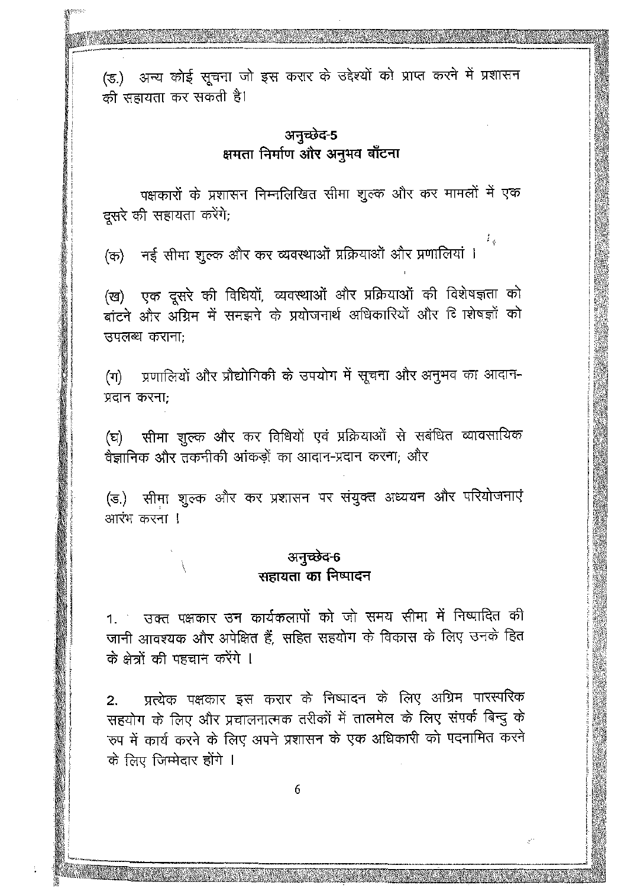(ङ.) अन्य कोई सूचना जो इस करार के उद्देश्यों को प्राप्त करने में प्रशासन की सहायता कर सकती है।

## अनुच्छेद-5
## क्षमता निर्माण और अनुभव बाँटना

पक्षकारों के प्रशासन निम्नलिखित सीमा शुल्क और कर मामलों में एक दूसरे की सहायता करेंगे;

(क) नई सीमा शुल्क और कर व्यवस्थाओं प्रक्रियाओं और प्रणालियां ।

(ख) एक दूसरे की विधियों, व्यवस्थाओं और प्रक्रियाओं की विशेषज्ञता को बांटने और अग्रिम में समझने के प्रयोजनार्थ अधिकारियों और विशेषज्ञों को उपलब्ध कराना;

(ग) प्रणालियों और प्रौद्योगिकी के उपयोग में सूचना और अनुभव का आदान-प्रदान करना;

(घ) सीमा शुल्क और कर विधियों एवं प्रक्रियाओं से सबंधित व्यावसायिक वैज्ञानिक और तकनीकी आंकड़ों का आदान-प्रदान करना; और

(ङ.) सीमा शुल्क और कर प्रशासन पर संयुक्त अध्ययन और परियोजनाएं आरंभ करना ।

## अनुच्छेद-6
## सहायता का निष्पादन

1. उक्त पक्षकार उन कार्यकलापों को जो समय सीमा में निष्पादित की जानी आवश्यक और अपेक्षित हैं, सहित सहयोग के विकास के लिए उनके हित के क्षेत्रों की पहचान करेंगे ।

2. प्रत्येक पक्षकार इस करार के निष्पादन के लिए अग्रिम पारस्परिक सहयोग के लिए और प्रचालनात्मक तरीकों में तालमेल के लिए संपर्क बिन्दु के रुप में कार्य करने के लिए अपने प्रशासन के एक अधिकारी को पदनामित करने के लिए जिम्मेदार होंगे ।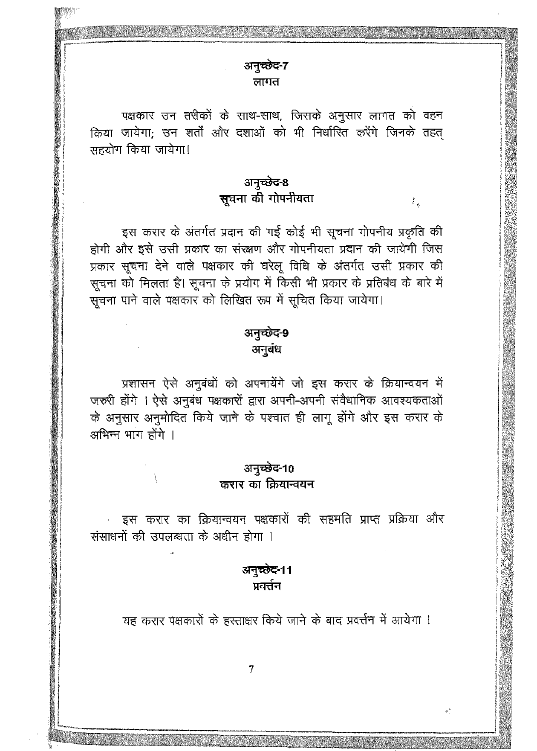## अनुच्छेद-7
## लागत

पक्षकार उन तरीकों के साथ-साथ, जिसके अनुसार लागत को वहन किया जायेगा; उन शर्तों और दशाओं को भी निर्धारित करेंगे जिनके तहत् सहयोग किया जायेगा।

## अनुच्छेद-8
## सूचना की गोपनीयता

इस करार के अंतर्गत प्रदान की गई कोई भी सूचना गोपनीय प्रकृति की होगी और इसे उसी प्रकार का संरक्षण और गोपनीयता प्रदान की जायेगी जिस प्रकार सूचना देने वाले पक्षकार की घरेलू विधि के अंतर्गत उसी प्रकार की सूचना को मिलता है। सूचना के प्रयोग में किसी भी प्रकार के प्रतिबंध के बारे में सूचना पाने वाले पक्षकार को लिखित रूप में सूचित किया जायेगा।

## अनुच्छेद-9
## अनुबंध

प्रशासन ऐसे अनुबंधों को अपनायेंगे जो इस करार के क्रियान्वयन में जरूरी होंगे । ऐसे अनुबंध पक्षकारों द्वारा अपनी-अपनी संवैधानिक आवश्यकताओं के अनुसार अनुमोदित किये जाने के पश्चात ही लागू होंगे और इस करार के अभिन्न भाग होंगे ।

## अनुच्छेद-10
## करार का क्रियान्वयन

इस करार का क्रियान्वयन पक्षकारों की सहमति प्राप्त प्रक्रिया और संसाधनों की उपलब्धता के अधीन होगा ।

## अनुच्छेद-11
## प्रवर्त्तन

यह करार पक्षकारों के हस्ताक्षर किये जाने के बाद प्रवर्त्तन में आयेगा ।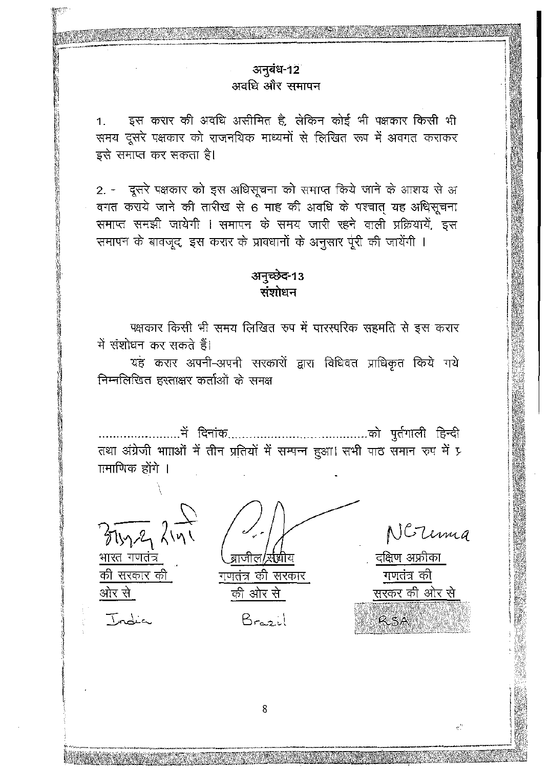## अनुबंध-12
### अवधि और समापन

1. इस करार की अवधि असीमित है, लेकिन कोई भी पक्षकार किसी भी समय दूसरे पक्षकार को राजनयिक माध्यमों से लिखित रूप में अवगत कराकर इसे समाप्त कर सकता है।

2. - दूसरे पक्षकार को इस अधिसूचना को समाप्त किये जाने के आशय से अ वगत कराये जाने की तारीख से 6 माह की अवधि के पश्चात् यह अधिसूचना समाप्त समझी जायेगी । समापन के समय जारी रहने वाली प्रक्रियायें, इस समापन के बावजूद, इस करार के प्रावधानों के अनुसार पूरी की जायेंगी ।

## अनुच्छेद-13
### संशोधन

पक्षकार किसी भी समय लिखित रुप में पारस्परिक सहमति से इस करार में संशोधन कर सकते हैं।

यह करार अपनी-अपनी सरकारों द्वारा विधिवत प्राधिकृत किये गये निम्नलिखित हस्ताक्षर कर्ताओं के समक्ष

......................में दिनांक......................................को पुर्तगाली हिन्दी तथा अंग्रेजी भााओं में तीन प्रतियों में सम्पन्न हुआ। सभी पाठ समान रुप में प्रामाणिक होंगे ।

| भारत गणतंत्र की सरकार की ओर से | ब्राजील संघीय गणतंत्र की सरकार की ओर से | दक्षिण अफ्रीका गणतंत्र की सरकर की ओर से |
|---|---|---|
| India | Brazil | RSA |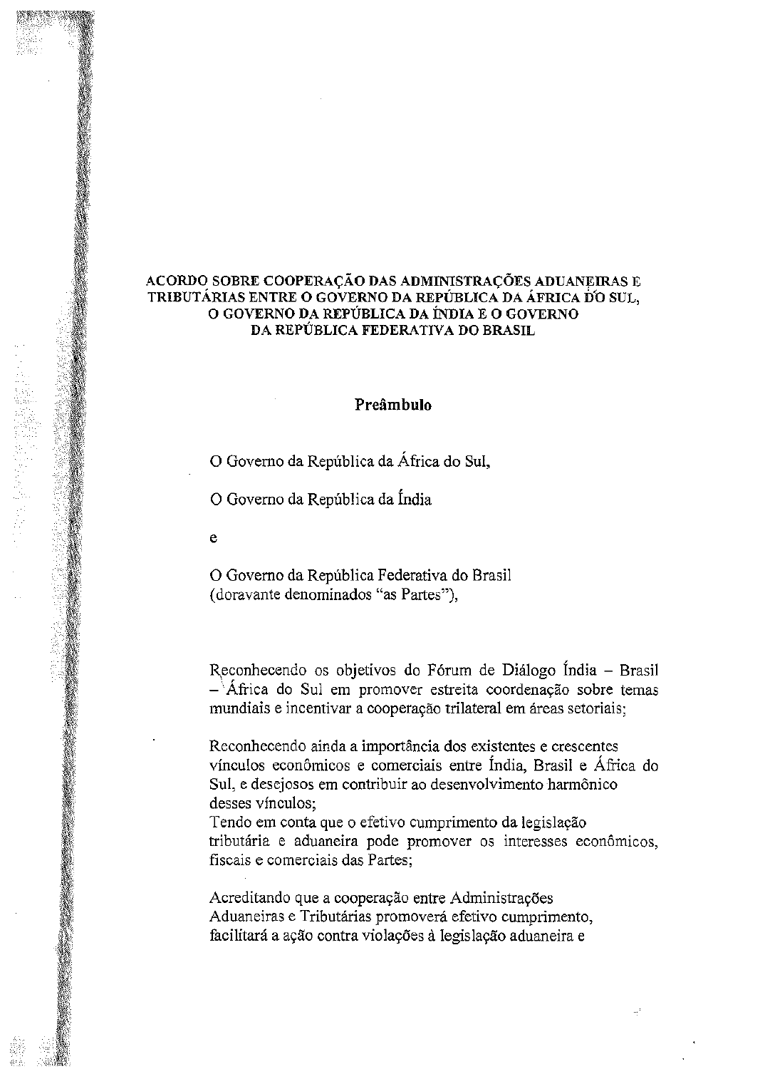**ACORDO SOBRE COOPERAÇÃO DAS ADMINISTRAÇÕES ADUANEIRAS E TRIBUTÁRIAS ENTRE O GOVERNO DA REPÚBLICA DA ÁFRICA DO SUL, O GOVERNO DA REPÚBLICA DA ÍNDIA E O GOVERNO DA REPÚBLICA FEDERATIVA DO BRASIL**

**Preâmbulo**

O Governo da República da África do Sul,

O Governo da República da Índia

e

O Governo da República Federativa do Brasil
(doravante denominados "as Partes"),

Reconhecendo os objetivos do Fórum de Diálogo Índia – Brasil – África do Sul em promover estreita coordenação sobre temas mundiais e incentivar a cooperação trilateral em áreas setoriais;

Reconhecendo ainda a importância dos existentes e crescentes vínculos econômicos e comerciais entre Índia, Brasil e África do Sul, e desejosos em contribuir ao desenvolvimento harmônico desses vínculos;
Tendo em conta que o efetivo cumprimento da legislação tributária e aduaneira pode promover os interesses econômicos, fiscais e comerciais das Partes;

Acreditando que a cooperação entre Administrações Aduaneiras e Tributárias promoverá efetivo cumprimento, facilitará a ação contra violações à legislação aduaneira e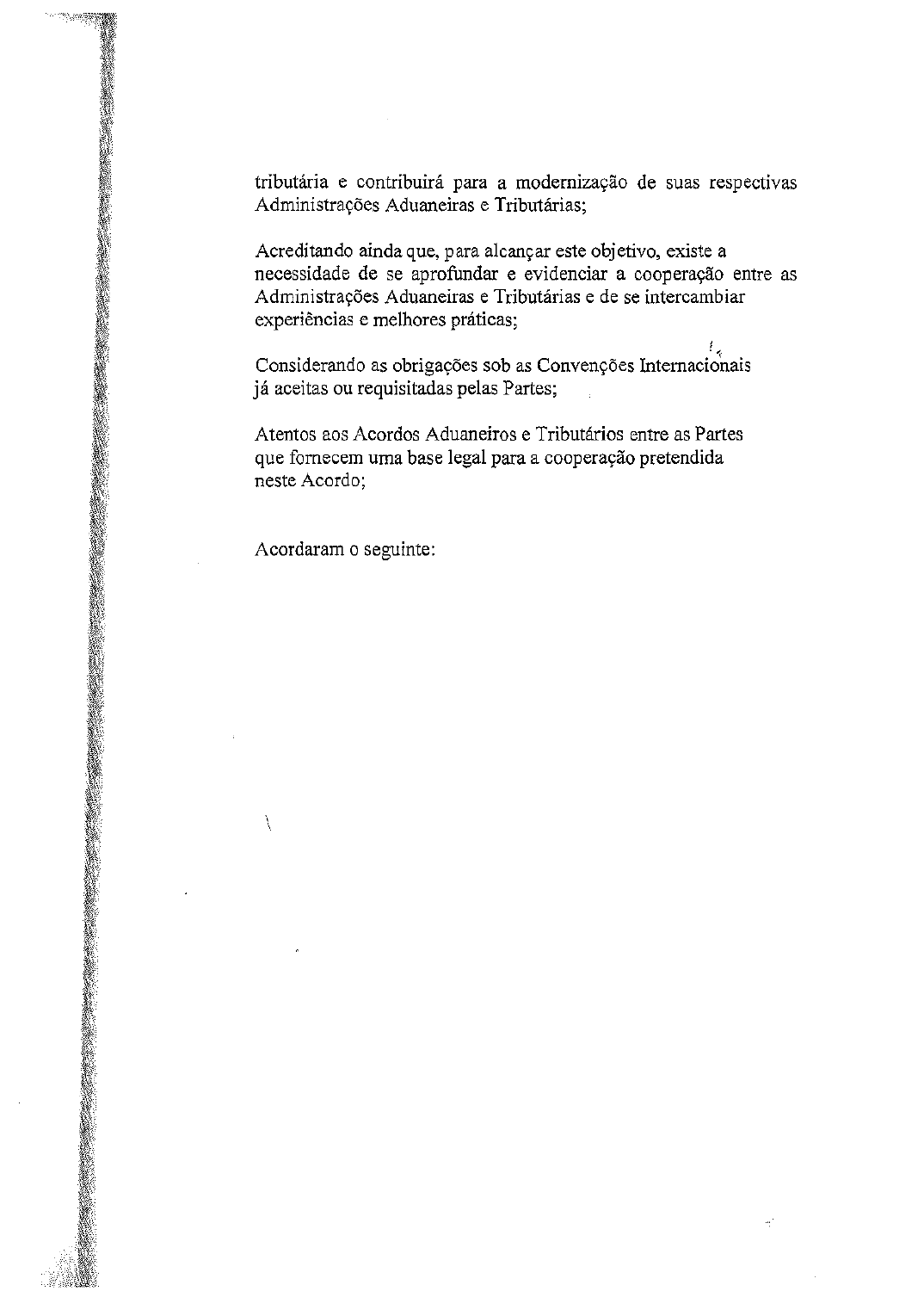tributária e contribuirá para a modernização de suas respectivas Administrações Aduaneiras e Tributárias;

Acreditando ainda que, para alcançar este objetivo, existe a necessidade de se aprofundar e evidenciar a cooperação entre as Administrações Aduaneiras e Tributárias e de se intercambiar experiências e melhores práticas;

Considerando as obrigações sob as Convenções Internacionais já aceitas ou requisitadas pelas Partes;

Atentos aos Acordos Aduaneiros e Tributários entre as Partes que fornecem uma base legal para a cooperação pretendida neste Acordo;

Acordaram o seguinte: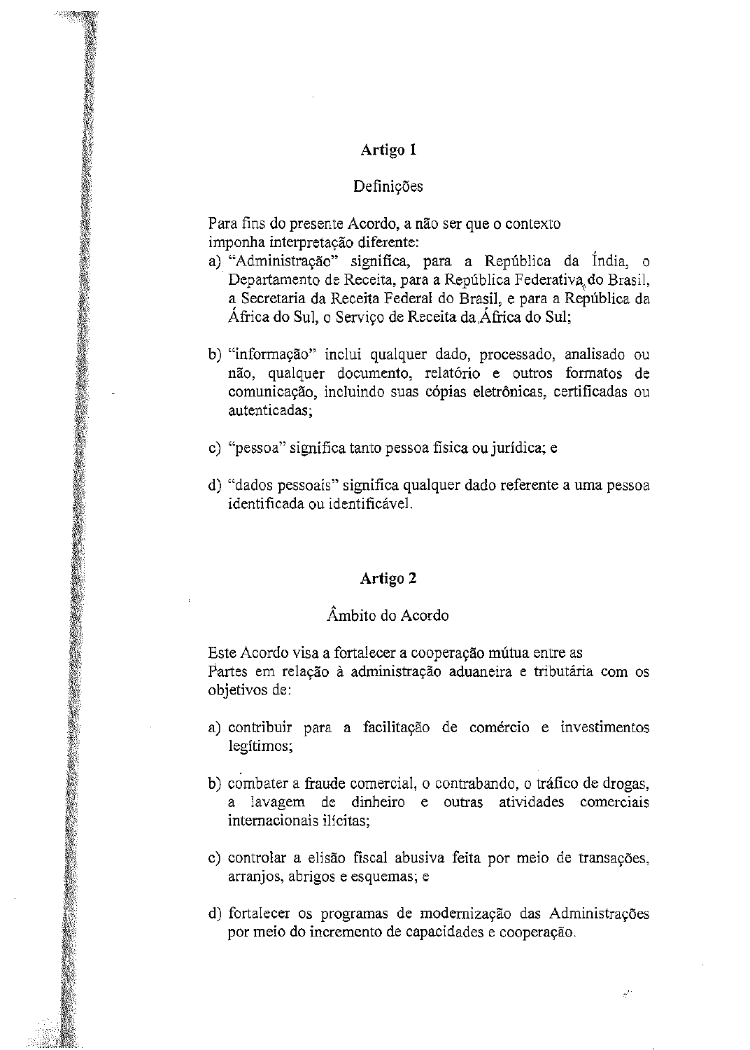## Artigo 1

### Definições

Para fins do presente Acordo, a não ser que o contexto imponha interpretação diferente:

a) "Administração" significa, para a República da Índia, o Departamento de Receita, para a República Federativa do Brasil, a Secretaria da Receita Federal do Brasil, e para a República da África do Sul, o Serviço de Receita da África do Sul;

b) "informação" inclui qualquer dado, processado, analisado ou não, qualquer documento, relatório e outros formatos de comunicação, incluindo suas cópias eletrônicas, certificadas ou autenticadas;

c) "pessoa" significa tanto pessoa física ou jurídica; e

d) "dados pessoais" significa qualquer dado referente a uma pessoa identificada ou identificável.

## Artigo 2

### Âmbito do Acordo

Este Acordo visa a fortalecer a cooperação mútua entre as Partes em relação à administração aduaneira e tributária com os objetivos de:

a) contribuir para a facilitação de comércio e investimentos legítimos;

b) combater a fraude comercial, o contrabando, o tráfico de drogas, a lavagem de dinheiro e outras atividades comerciais internacionais ilícitas;

c) controlar a elisão fiscal abusiva feita por meio de transações, arranjos, abrigos e esquemas; e

d) fortalecer os programas de modernização das Administrações por meio do incremento de capacidades e cooperação.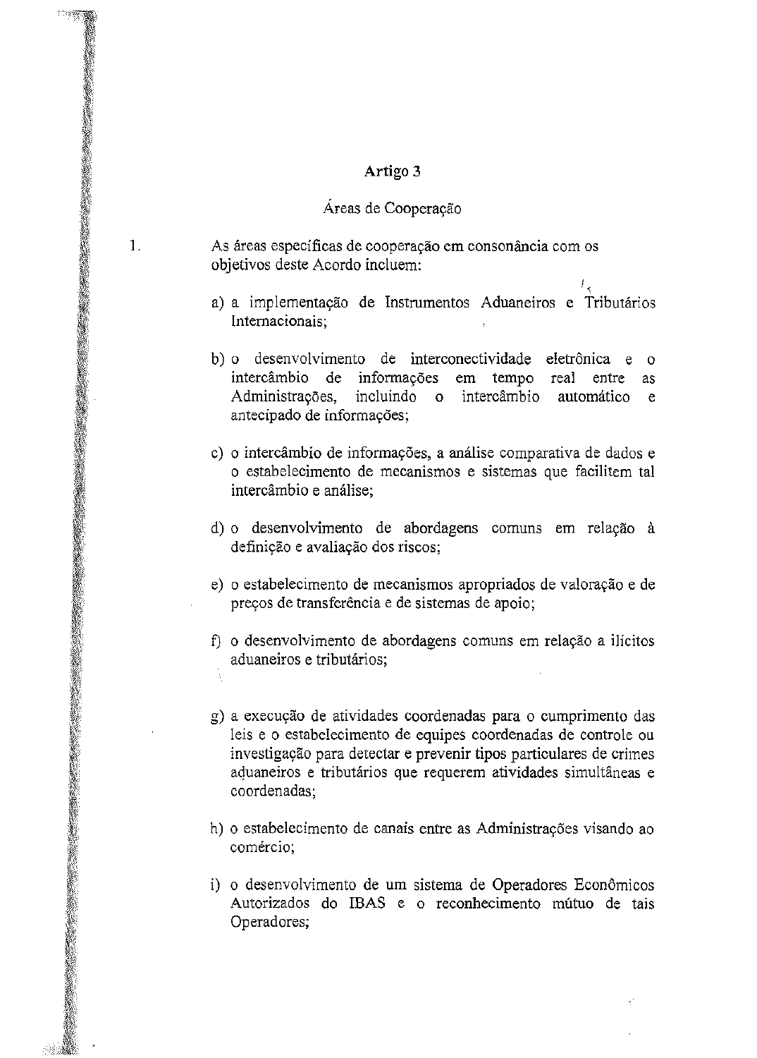## Artigo 3

### Áreas de Cooperação

1. As áreas específicas de cooperação em consonância com os objetivos deste Acordo incluem:

   a) a implementação de Instrumentos Aduaneiros e Tributários Internacionais;

   b) o desenvolvimento de interconectividade eletrônica e o intercâmbio de informações em tempo real entre as Administrações, incluindo o intercâmbio automático e antecipado de informações;

   c) o intercâmbio de informações, a análise comparativa de dados e o estabelecimento de mecanismos e sistemas que facilitem tal intercâmbio e análise;

   d) o desenvolvimento de abordagens comuns em relação à definição e avaliação dos riscos;

   e) o estabelecimento de mecanismos apropriados de valoração e de preços de transferência e de sistemas de apoio;

   f) o desenvolvimento de abordagens comuns em relação a ilícitos aduaneiros e tributários;

   g) a execução de atividades coordenadas para o cumprimento das leis e o estabelecimento de equipes coordenadas de controle ou investigação para detectar e prevenir tipos particulares de crimes aduaneiros e tributários que requerem atividades simultâneas e coordenadas;

   h) o estabelecimento de canais entre as Administrações visando ao comércio;

   i) o desenvolvimento de um sistema de Operadores Econômicos Autorizados do IBAS e o reconhecimento mútuo de tais Operadores;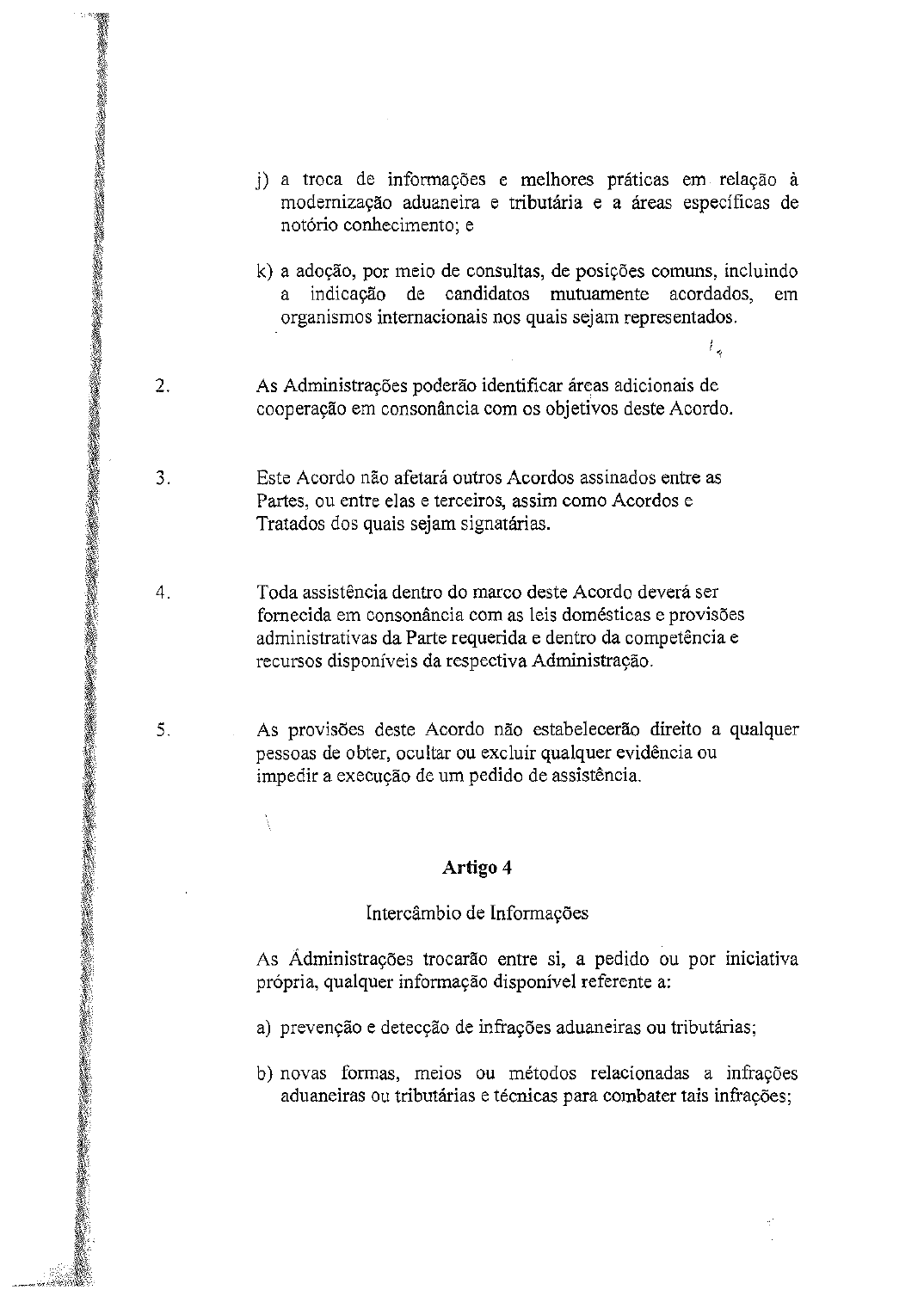j) a troca de informações e melhores práticas em relação à modernização aduaneira e tributária e a áreas específicas de notório conhecimento; e

k) a adoção, por meio de consultas, de posições comuns, incluindo a indicação de candidatos mutuamente acordados, em organismos internacionais nos quais sejam representados.

2. As Administrações poderão identificar áreas adicionais de cooperação em consonância com os objetivos deste Acordo.

3. Este Acordo não afetará outros Acordos assinados entre as Partes, ou entre elas e terceiros, assim como Acordos e Tratados dos quais sejam signatárias.

4. Toda assistência dentro do marco deste Acordo deverá ser fornecida em consonância com as leis domésticas e provisões administrativas da Parte requerida e dentro da competência e recursos disponíveis da respectiva Administração.

5. As provisões deste Acordo não estabelecerão direito a qualquer pessoas de obter, ocultar ou excluir qualquer evidência ou impedir a execução de um pedido de assistência.

## Artigo 4

### Intercâmbio de Informações

As Administrações trocarão entre si, a pedido ou por iniciativa própria, qualquer informação disponível referente a:

a) prevenção e detecção de infrações aduaneiras ou tributárias;

b) novas formas, meios ou métodos relacionadas a infrações aduaneiras ou tributárias e técnicas para combater tais infrações;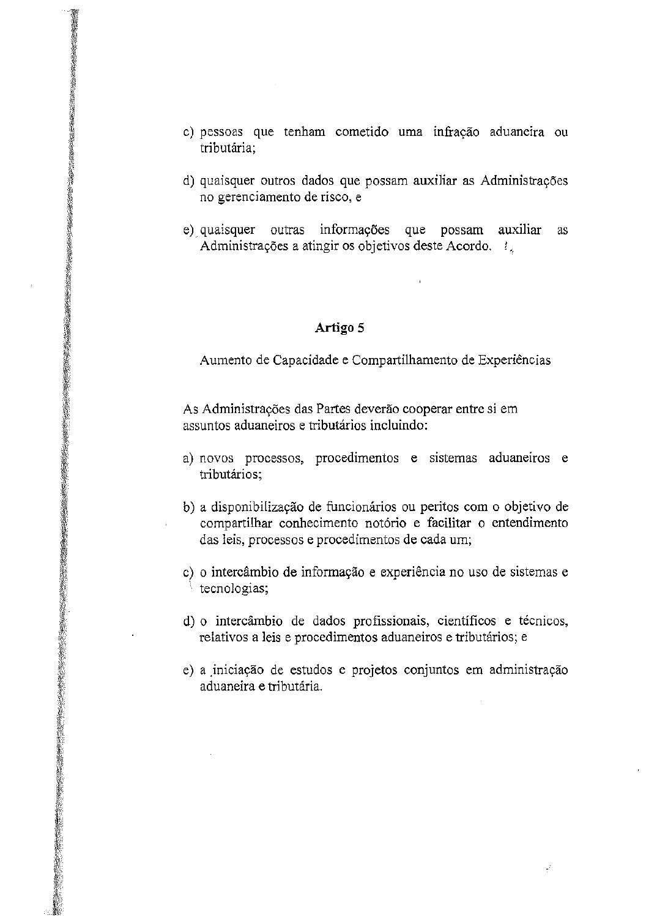c) pessoas que tenham cometido uma infração aduaneira ou tributária;

d) quaisquer outros dados que possam auxiliar as Administrações no gerenciamento de risco, e

e) quaisquer outras informações que possam auxiliar as Administrações a atingir os objetivos deste Acordo.

## Artigo 5

Aumento de Capacidade e Compartilhamento de Experiências

As Administrações das Partes deverão cooperar entre si em assuntos aduaneiros e tributários incluindo:

a) novos processos, procedimentos e sistemas aduaneiros e tributários;

b) a disponibilização de funcionários ou peritos com o objetivo de compartilhar conhecimento notório e facilitar o entendimento das leis, processos e procedimentos de cada um;

c) o intercâmbio de informação e experiência no uso de sistemas e tecnologias;

d) o intercâmbio de dados profissionais, científicos e técnicos, relativos a leis e procedimentos aduaneiros e tributários; e

e) a iniciação de estudos e projetos conjuntos em administração aduaneira e tributária.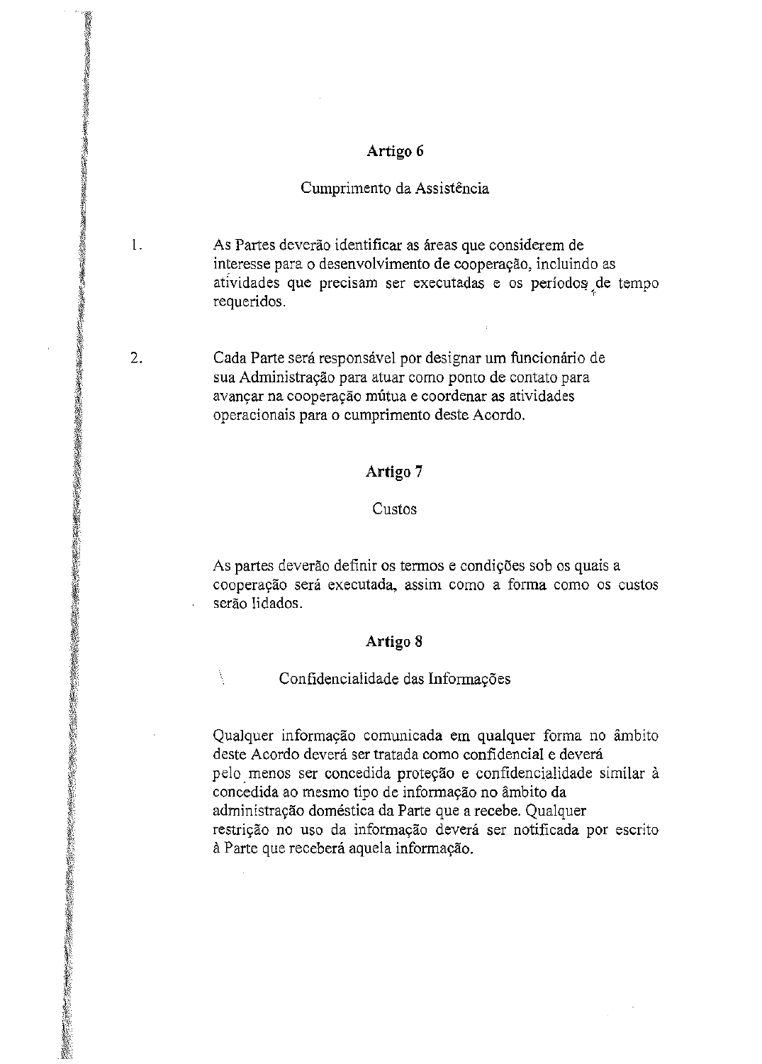## Artigo 6

### Cumprimento da Assistência

1. As Partes deverão identificar as áreas que considerem de interesse para o desenvolvimento de cooperação, incluindo as atividades que precisam ser executadas e os períodos de tempo requeridos.

2. Cada Parte será responsável por designar um funcionário de sua Administração para atuar como ponto de contato para avançar na cooperação mútua e coordenar as atividades operacionais para o cumprimento deste Acordo.

## Artigo 7

### Custos

As partes deverão definir os termos e condições sob os quais a cooperação será executada, assim como a forma como os custos serão lidados.

## Artigo 8

### Confidencialidade das Informações

Qualquer informação comunicada em qualquer forma no âmbito deste Acordo deverá ser tratada como confidencial e deverá pelo menos ser concedida proteção e confidencialidade similar à concedida ao mesmo tipo de informação no âmbito da administração doméstica da Parte que a recebe. Qualquer restrição no uso da informação deverá ser notificada por escrito à Parte que receberá aquela informação.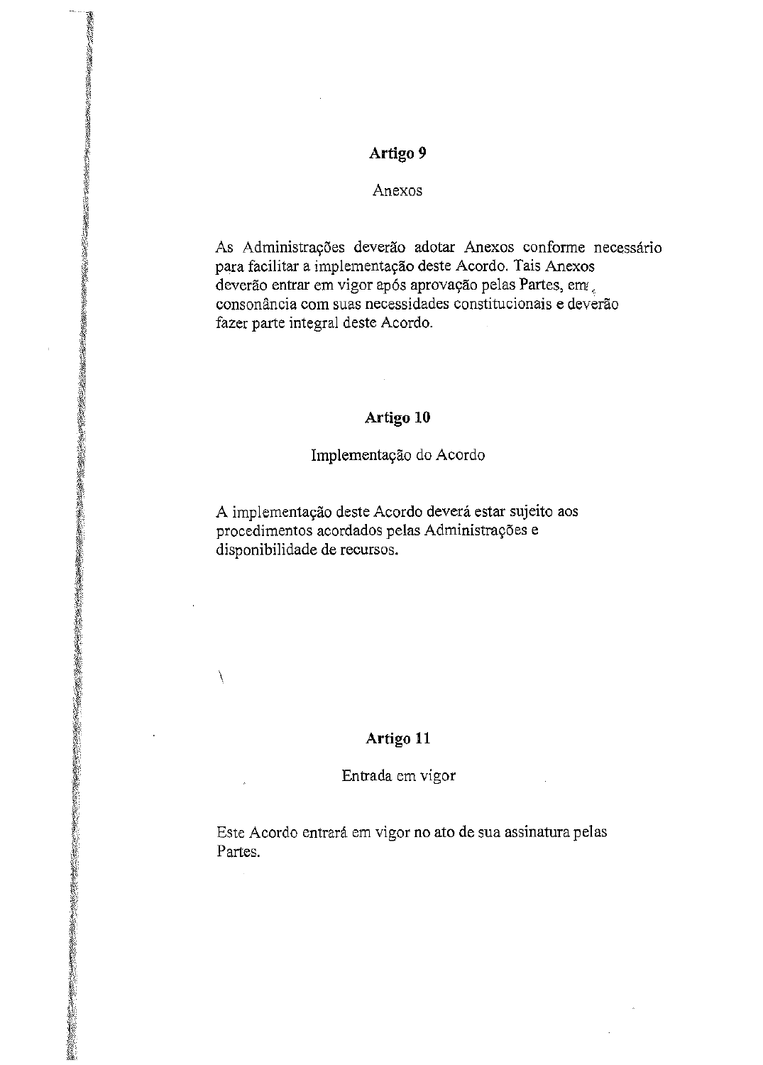## Artigo 9

Anexos

As Administrações deverão adotar Anexos conforme necessário para facilitar a implementação deste Acordo. Tais Anexos deverão entrar em vigor após aprovação pelas Partes, em consonância com suas necessidades constitucionais e deverão fazer parte integral deste Acordo.

## Artigo 10

Implementação do Acordo

A implementação deste Acordo deverá estar sujeito aos procedimentos acordados pelas Administrações e disponibilidade de recursos.

## Artigo 11

Entrada em vigor

Este Acordo entrará em vigor no ato de sua assinatura pelas Partes.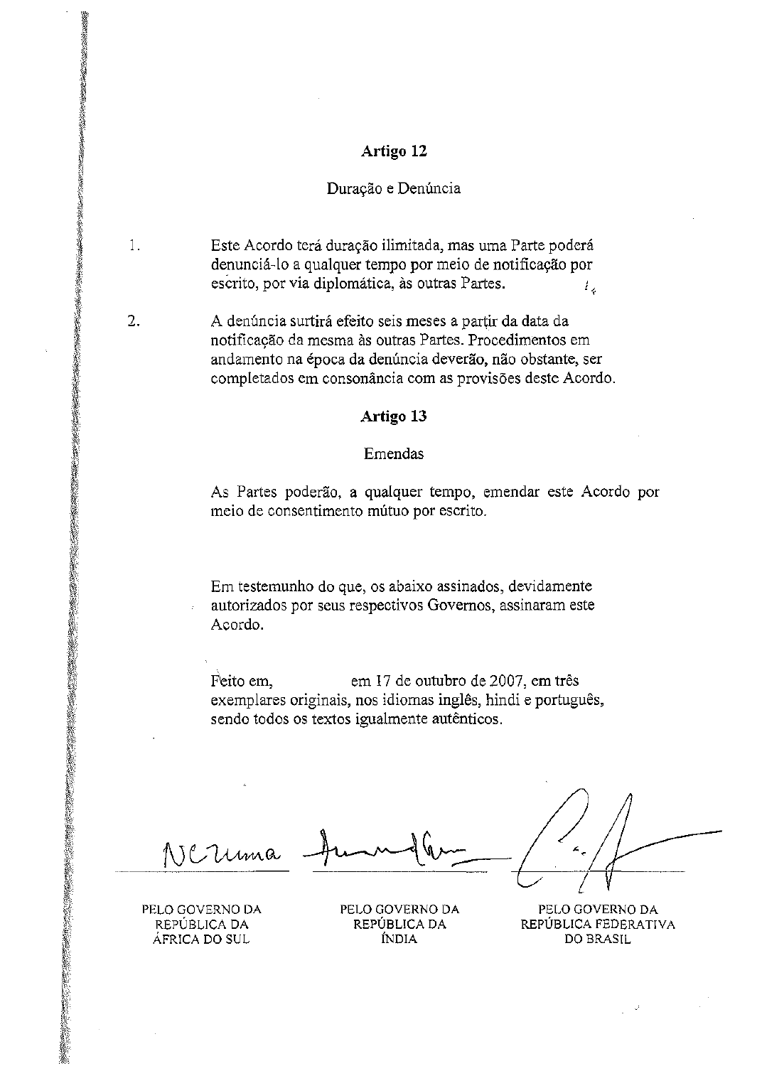## Artigo 12

Duração e Denúncia

1. Este Acordo terá duração ilimitada, mas uma Parte poderá denunciá-lo a qualquer tempo por meio de notificação por escrito, por via diplomática, às outras Partes.

2. A denúncia surtirá efeito seis meses a partir da data da notificação da mesma às outras Partes. Procedimentos em andamento na época da denúncia deverão, não obstante, ser completados em consonância com as provisões deste Acordo.

## Artigo 13

Emendas

As Partes poderão, a qualquer tempo, emendar este Acordo por meio de consentimento mútuo por escrito.

Em testemunho do que, os abaixo assinados, devidamente autorizados por seus respectivos Governos, assinaram este Acordo.

Feito em, em 17 de outubro de 2007, em três exemplares originais, nos idiomas inglês, hindi e português, sendo todos os textos igualmente autênticos.

| | | |
|---|---|---|
| PELO GOVERNO DA REPÚBLICA DA ÁFRICA DO SUL | PELO GOVERNO DA REPÚBLICA DA ÍNDIA | PELO GOVERNO DA REPÚBLICA FEDERATIVA DO BRASIL |